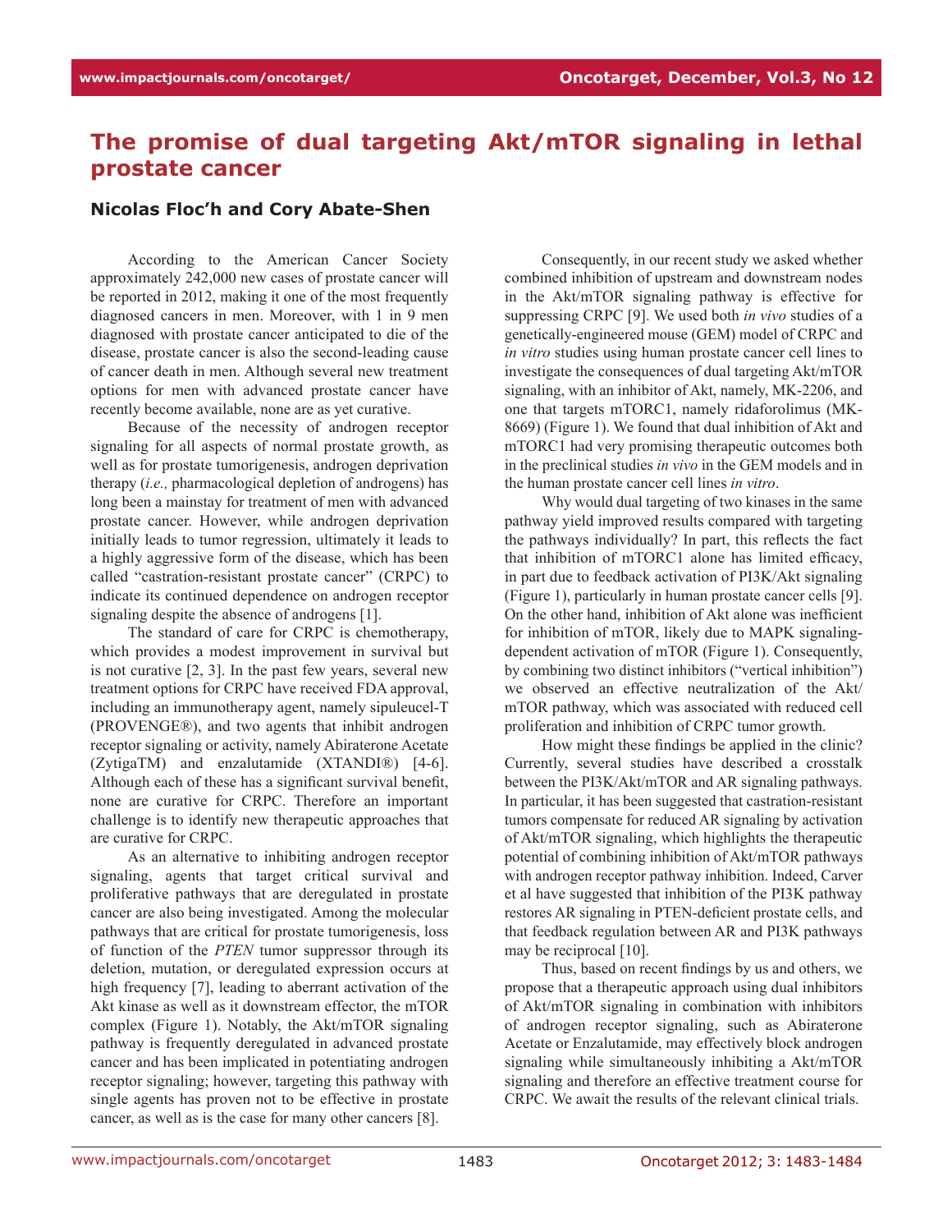# The promise of dual targeting Akt/mTOR signaling in lethal prostate cancer

## Nicolas Floc'h and Cory Abate-Shen

According to the American Cancer Society approximately 242,000 new cases of prostate cancer will be reported in 2012, making it one of the most frequently diagnosed cancers in men. Moreover, with 1 in 9 men diagnosed with prostate cancer anticipated to die of the disease, prostate cancer is also the second-leading cause of cancer death in men. Although several new treatment options for men with advanced prostate cancer have recently become available, none are as yet curative.

Because of the necessity of androgen receptor signaling for all aspects of normal prostate growth, as well as for prostate tumorigenesis, androgen deprivation therapy (*i.e.,* pharmacological depletion of androgens) has long been a mainstay for treatment of men with advanced prostate cancer. However, while androgen deprivation initially leads to tumor regression, ultimately it leads to a highly aggressive form of the disease, which has been called "castration-resistant prostate cancer" (CRPC) to indicate its continued dependence on androgen receptor signaling despite the absence of androgens [1].

The standard of care for CRPC is chemotherapy, which provides a modest improvement in survival but is not curative [2, 3]. In the past few years, several new treatment options for CRPC have received FDA approval, including an immunotherapy agent, namely sipuleucel-T (PROVENGE®), and two agents that inhibit androgen receptor signaling or activity, namely Abiraterone Acetate (ZytigaTM) and enzalutamide (XTANDI®) [4-6]. Although each of these has a significant survival benefit, none are curative for CRPC. Therefore an important challenge is to identify new therapeutic approaches that are curative for CRPC.

As an alternative to inhibiting androgen receptor signaling, agents that target critical survival and proliferative pathways that are deregulated in prostate cancer are also being investigated. Among the molecular pathways that are critical for prostate tumorigenesis, loss of function of the *PTEN* tumor suppressor through its deletion, mutation, or deregulated expression occurs at high frequency [7], leading to aberrant activation of the Akt kinase as well as it downstream effector, the mTOR complex (Figure 1). Notably, the Akt/mTOR signaling pathway is frequently deregulated in advanced prostate cancer and has been implicated in potentiating androgen receptor signaling; however, targeting this pathway with single agents has proven not to be effective in prostate cancer, as well as is the case for many other cancers [8].

Consequently, in our recent study we asked whether combined inhibition of upstream and downstream nodes in the Akt/mTOR signaling pathway is effective for suppressing CRPC [9]. We used both *in vivo* studies of a genetically-engineered mouse (GEM) model of CRPC and *in vitro* studies using human prostate cancer cell lines to investigate the consequences of dual targeting Akt/mTOR signaling, with an inhibitor of Akt, namely, MK-2206, and one that targets mTORC1, namely ridaforolimus (MK-8669) (Figure 1). We found that dual inhibition of Akt and mTORC1 had very promising therapeutic outcomes both in the preclinical studies *in vivo* in the GEM models and in the human prostate cancer cell lines *in vitro*.

Why would dual targeting of two kinases in the same pathway yield improved results compared with targeting the pathways individually? In part, this reflects the fact that inhibition of mTORC1 alone has limited efficacy, in part due to feedback activation of PI3K/Akt signaling (Figure 1), particularly in human prostate cancer cells [9]. On the other hand, inhibition of Akt alone was inefficient for inhibition of mTOR, likely due to MAPK signaling-dependent activation of mTOR (Figure 1). Consequently, by combining two distinct inhibitors ("vertical inhibition") we observed an effective neutralization of the Akt/mTOR pathway, which was associated with reduced cell proliferation and inhibition of CRPC tumor growth.

How might these findings be applied in the clinic? Currently, several studies have described a crosstalk between the PI3K/Akt/mTOR and AR signaling pathways. In particular, it has been suggested that castration-resistant tumors compensate for reduced AR signaling by activation of Akt/mTOR signaling, which highlights the therapeutic potential of combining inhibition of Akt/mTOR pathways with androgen receptor pathway inhibition. Indeed, Carver et al have suggested that inhibition of the PI3K pathway restores AR signaling in PTEN-deficient prostate cells, and that feedback regulation between AR and PI3K pathways may be reciprocal [10].

Thus, based on recent findings by us and others, we propose that a therapeutic approach using dual inhibitors of Akt/mTOR signaling in combination with inhibitors of androgen receptor signaling, such as Abiraterone Acetate or Enzalutamide, may effectively block androgen signaling while simultaneously inhibiting a Akt/mTOR signaling and therefore an effective treatment course for CRPC. We await the results of the relevant clinical trials.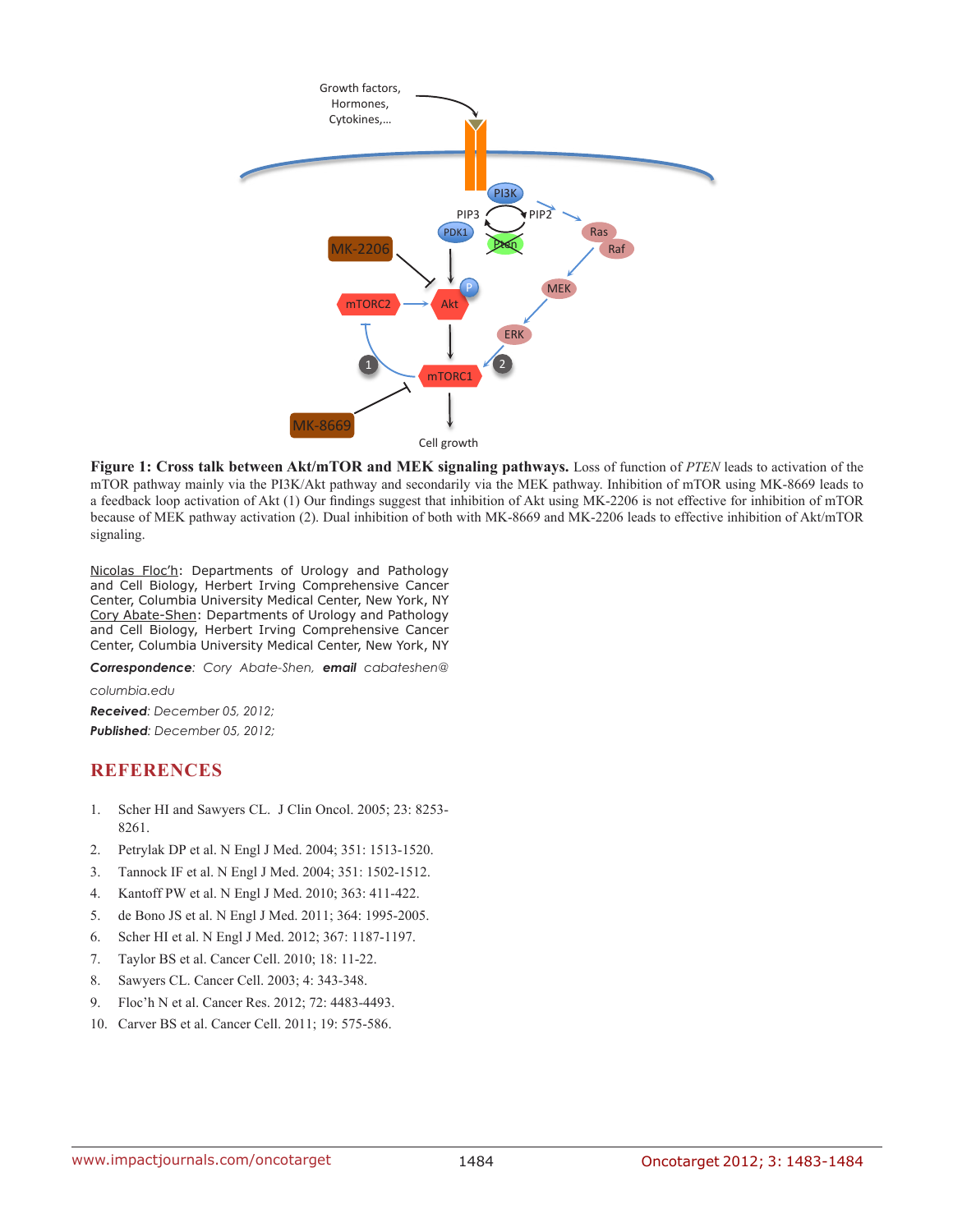Growth factors,
Hormones,
Cytokines,...

PI3K
PIP3
PIP2
PDK1
Pten
Ras
Raf
MK-2206
P
MEK
mTORC2
Akt
ERK
1
2
mTORC1
MK-8669
Cell growth

**Figure 1: Cross talk between Akt/mTOR and MEK signaling pathways.** Loss of function of *PTEN* leads to activation of the mTOR pathway mainly via the PI3K/Akt pathway and secondarily via the MEK pathway. Inhibition of mTOR using MK-8669 leads to a feedback loop activation of Akt (1) Our findings suggest that inhibition of Akt using MK-2206 is not effective for inhibition of mTOR because of MEK pathway activation (2). Dual inhibition of both with MK-8669 and MK-2206 leads to effective inhibition of Akt/mTOR signaling.

Nicolas Floc'h: Departments of Urology and Pathology and Cell Biology, Herbert Irving Comprehensive Cancer Center, Columbia University Medical Center, New York, NY
Cory Abate-Shen: Departments of Urology and Pathology and Cell Biology, Herbert Irving Comprehensive Cancer Center, Columbia University Medical Center, New York, NY

***Correspondence***: *Cory Abate-Shen,* ***email*** *cabateshen@columbia.edu*

***Received***: *December 05, 2012;*

***Published***: *December 05, 2012;*

## REFERENCES

1. Scher HI and Sawyers CL. J Clin Oncol. 2005; 23: 8253-8261.
2. Petrylak DP et al. N Engl J Med. 2004; 351: 1513-1520.
3. Tannock IF et al. N Engl J Med. 2004; 351: 1502-1512.
4. Kantoff PW et al. N Engl J Med. 2010; 363: 411-422.
5. de Bono JS et al. N Engl J Med. 2011; 364: 1995-2005.
6. Scher HI et al. N Engl J Med. 2012; 367: 1187-1197.
7. Taylor BS et al. Cancer Cell. 2010; 18: 11-22.
8. Sawyers CL. Cancer Cell. 2003; 4: 343-348.
9. Floc'h N et al. Cancer Res. 2012; 72: 4483-4493.
10. Carver BS et al. Cancer Cell. 2011; 19: 575-586.